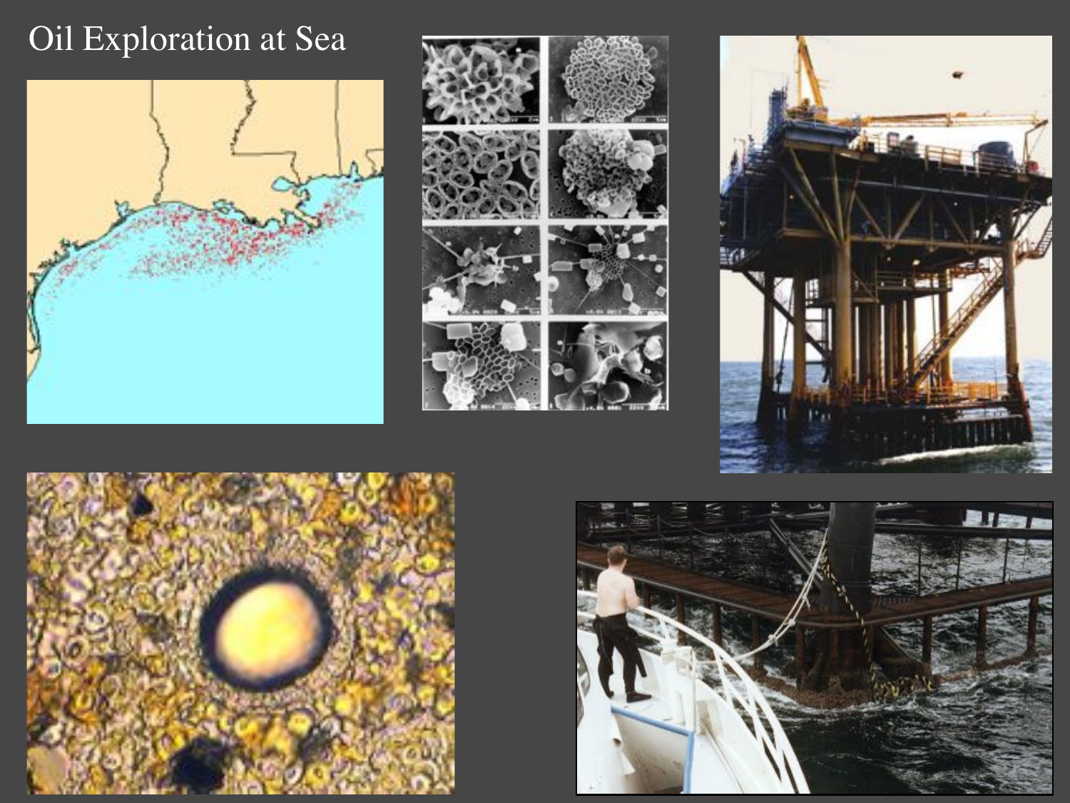# Oil Exploration at Sea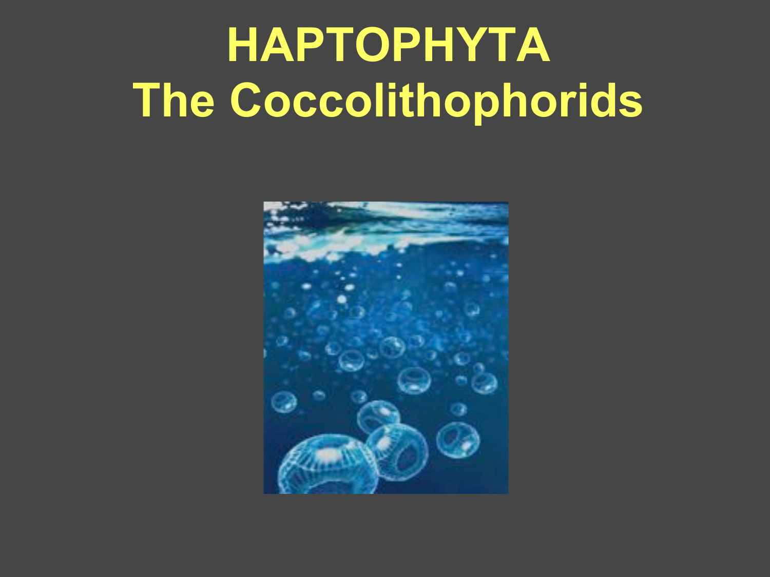# HAPTOPHYTA
# The Coccolithophorids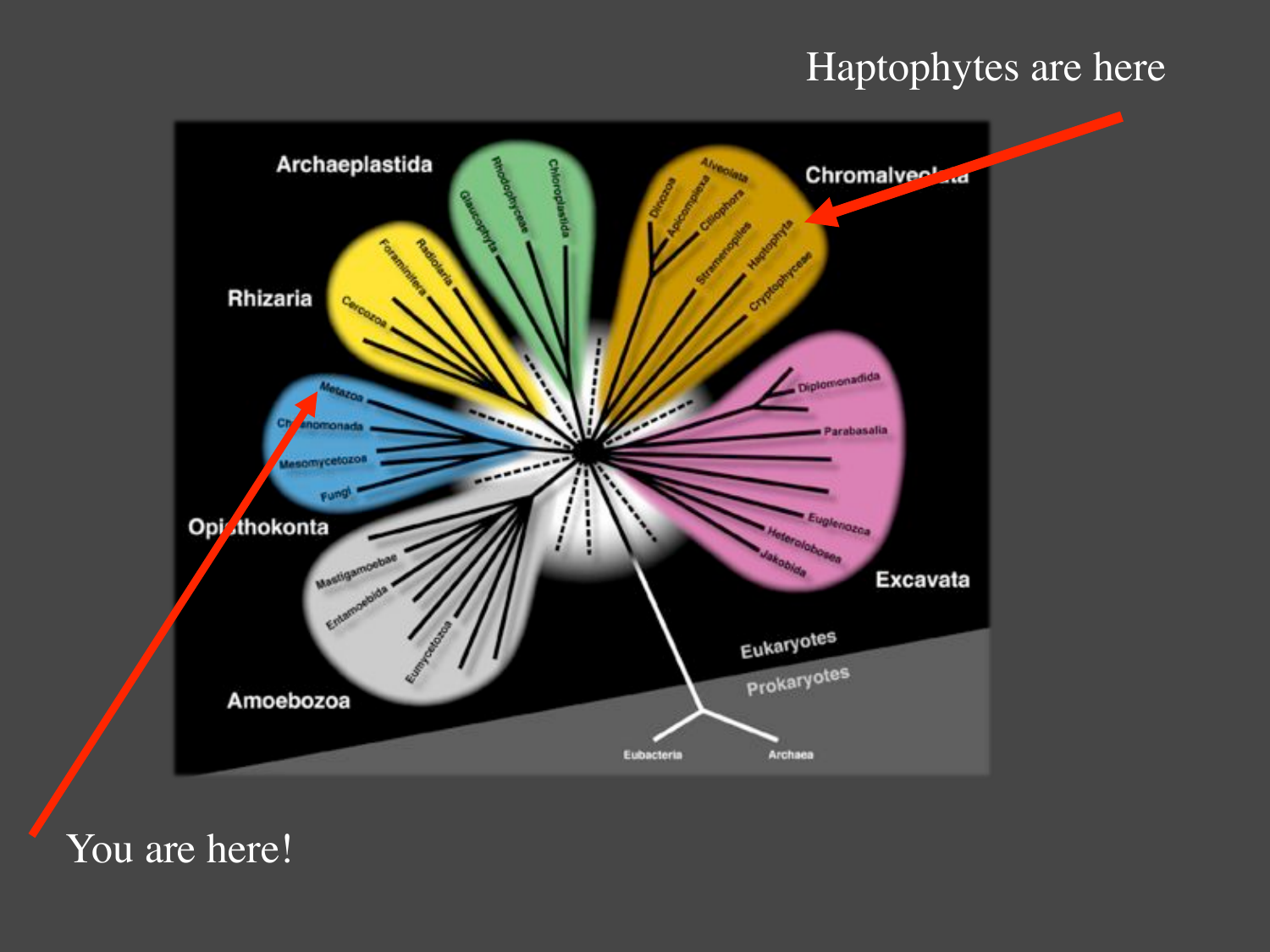Haptophytes are here

You are here!

Archaeplastida

Rhizaria

Chromalveolata

Opisthokonta

Amoebozoa

Excavata

Eukaryotes

Prokaryotes

Eubacteria

Archaea

Glaucophyta

Rhodophyceae

Chloroplastida

Foraminifera

Radiolaria

Cercozoa

Dinozoa

Apicomplexa

Alveolata

Ciliophora

Stramenopiles

Haptophyta

Cryptophyceae

Metazoa

Choanomonada

Mesomycetozoa

Fungi

Diplomonadida

Parabasalia

Euglenozoa

Heterolobosea

Jakobida

Mastigamoebae

Entamoebida

Eumycetozoa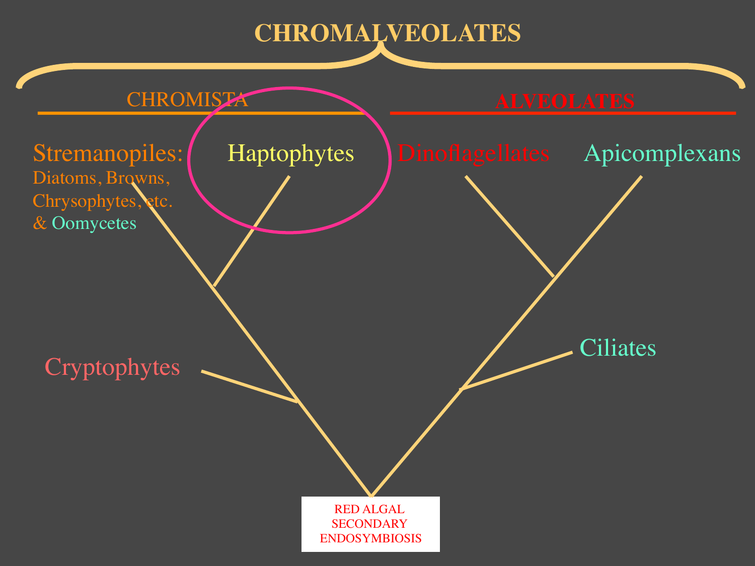# CHROMALVEOLATES

## CHROMISTA

Stremanopiles:
Diatoms, Browns,
Chrysophytes, etc.
& Oomycetes

Haptophytes

Cryptophytes

## ALVEOLATES

Dinoflagellates

Apicomplexans

Ciliates

RED ALGAL
SECONDARY
ENDOSYMBIOSIS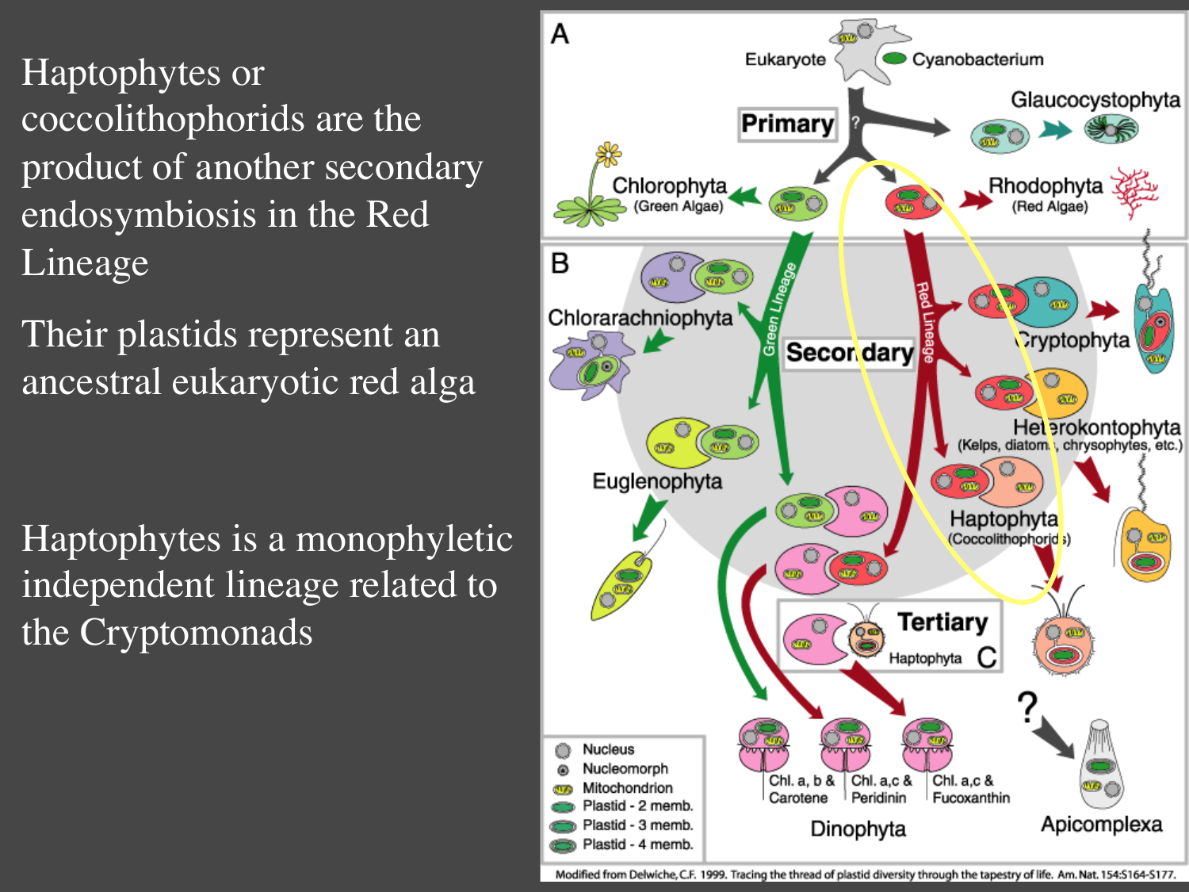Haptophytes or coccolithophorids are the product of another secondary endosymbiosis in the Red Lineage

Their plastids represent an ancestral eukaryotic red alga

Haptophytes is a monophyletic independent lineage related to the Cryptomonads

Modified from Delwiche, C.F. 1999. Tracing the thread of plastid diversity through the tapestry of life. Am. Nat. 154:S164-S177.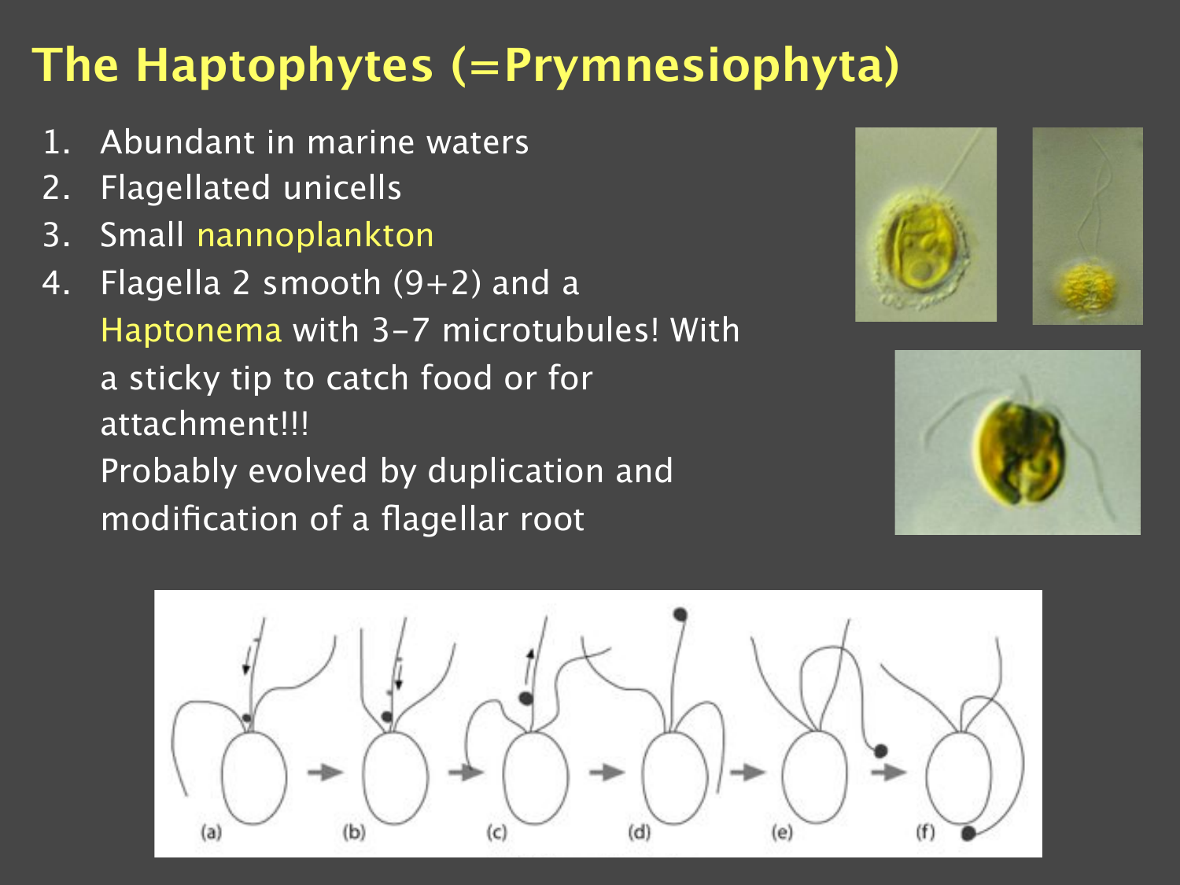# The Haptophytes (=Prymnesiophyta)

1. Abundant in marine waters
2. Flagellated unicells
3. Small nannoplankton
4. Flagella 2 smooth (9+2) and a Haptonema with 3-7 microtubules! With a sticky tip to catch food or for attachment!!!

   Probably evolved by duplication and modification of a flagellar root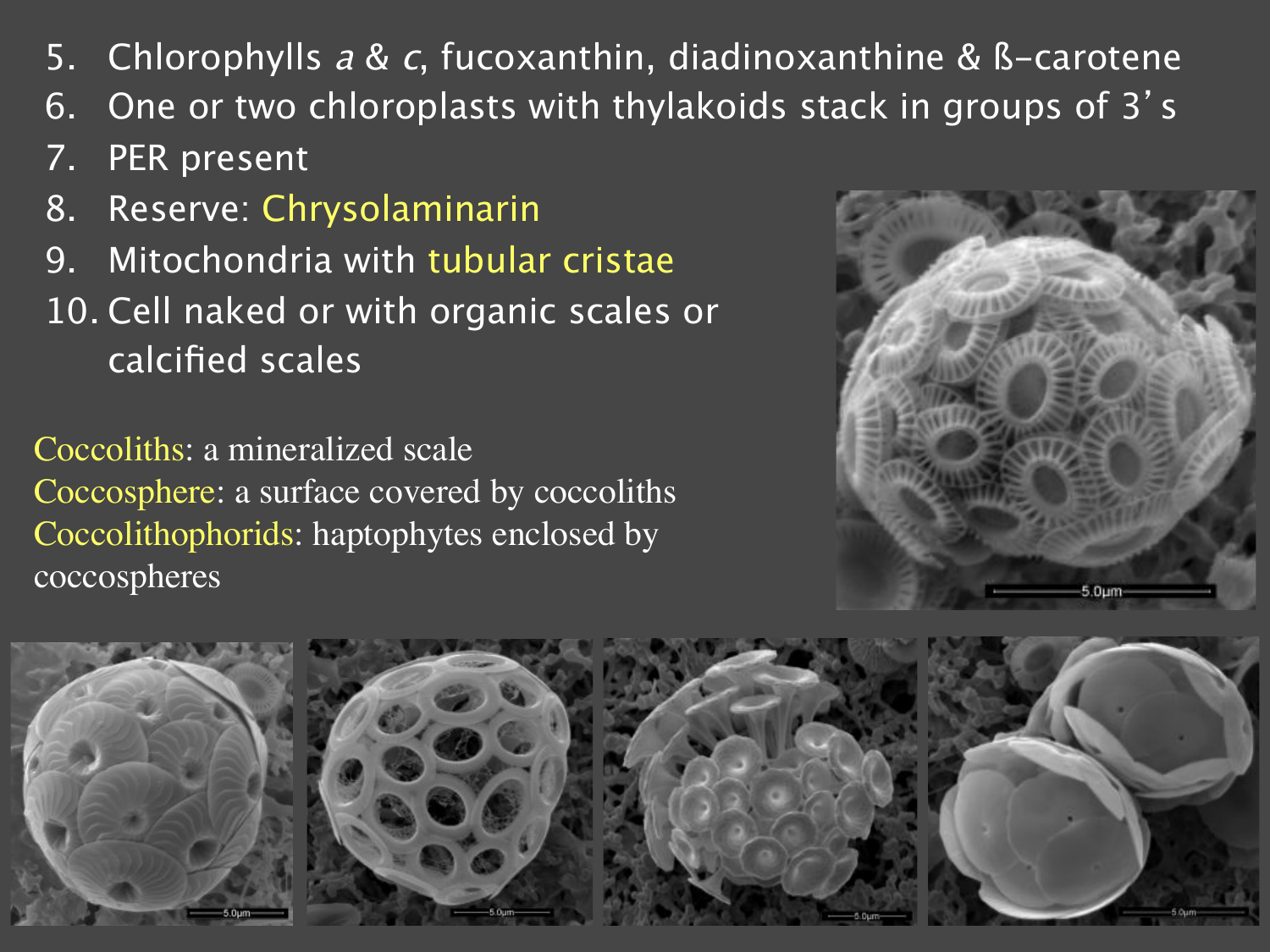5. Chlorophylls *a* & *c*, fucoxanthin, diadinoxanthine & ß-carotene
6. One or two chloroplasts with thylakoids stack in groups of 3's
7. PER present
8. Reserve: Chrysolaminarin
9. Mitochondria with tubular cristae
10. Cell naked or with organic scales or calcified scales

Coccoliths: a mineralized scale
Coccosphere: a surface covered by coccoliths
Coccolithophorids: haptophytes enclosed by coccospheres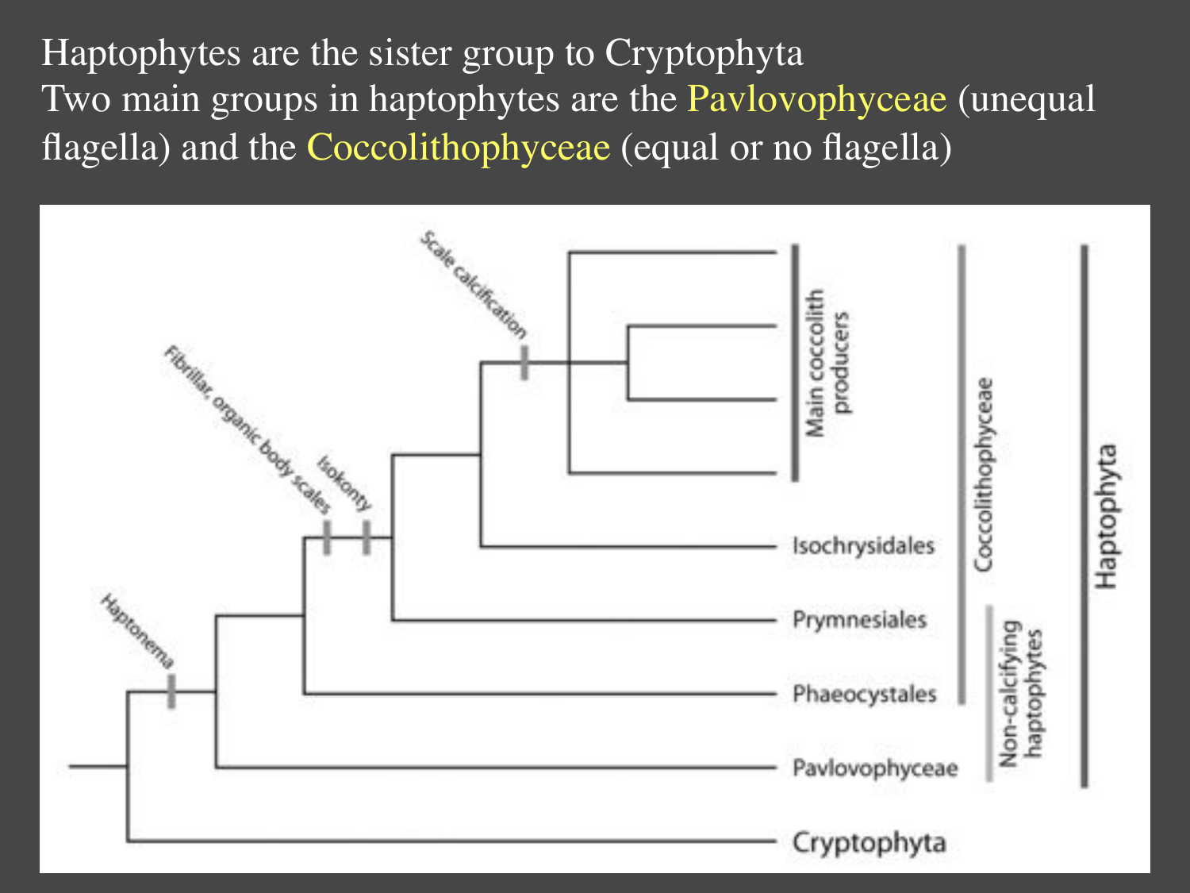Haptophytes are the sister group to Cryptophyta

Two main groups in haptophytes are the Pavlovophyceae (unequal flagella) and the Coccolithophyceae (equal or no flagella)

Scale calcification

Fibrillar, organic body scales

Isokonty

Haptonema

Main coccolith producers

Isochrysidales

Prymnesiales

Phaeocystales

Pavlovophyceae

Cryptophyta

Coccolithophyceae

Non-calcifying haptophytes

Haptophyta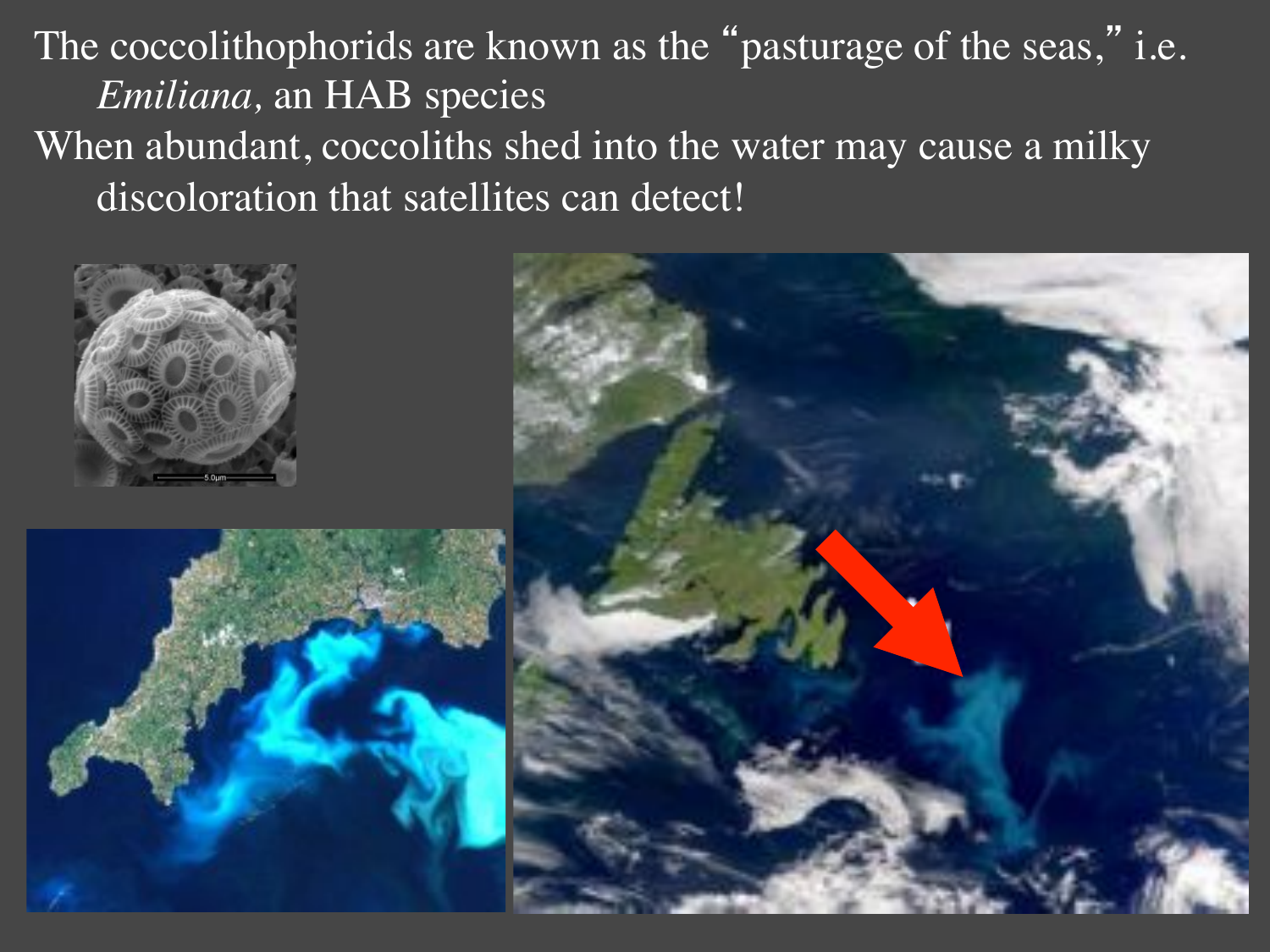The coccolithophorids are known as the "pasturage of the seas," i.e. *Emiliana*, an HAB species

When abundant, coccoliths shed into the water may cause a milky discoloration that satellites can detect!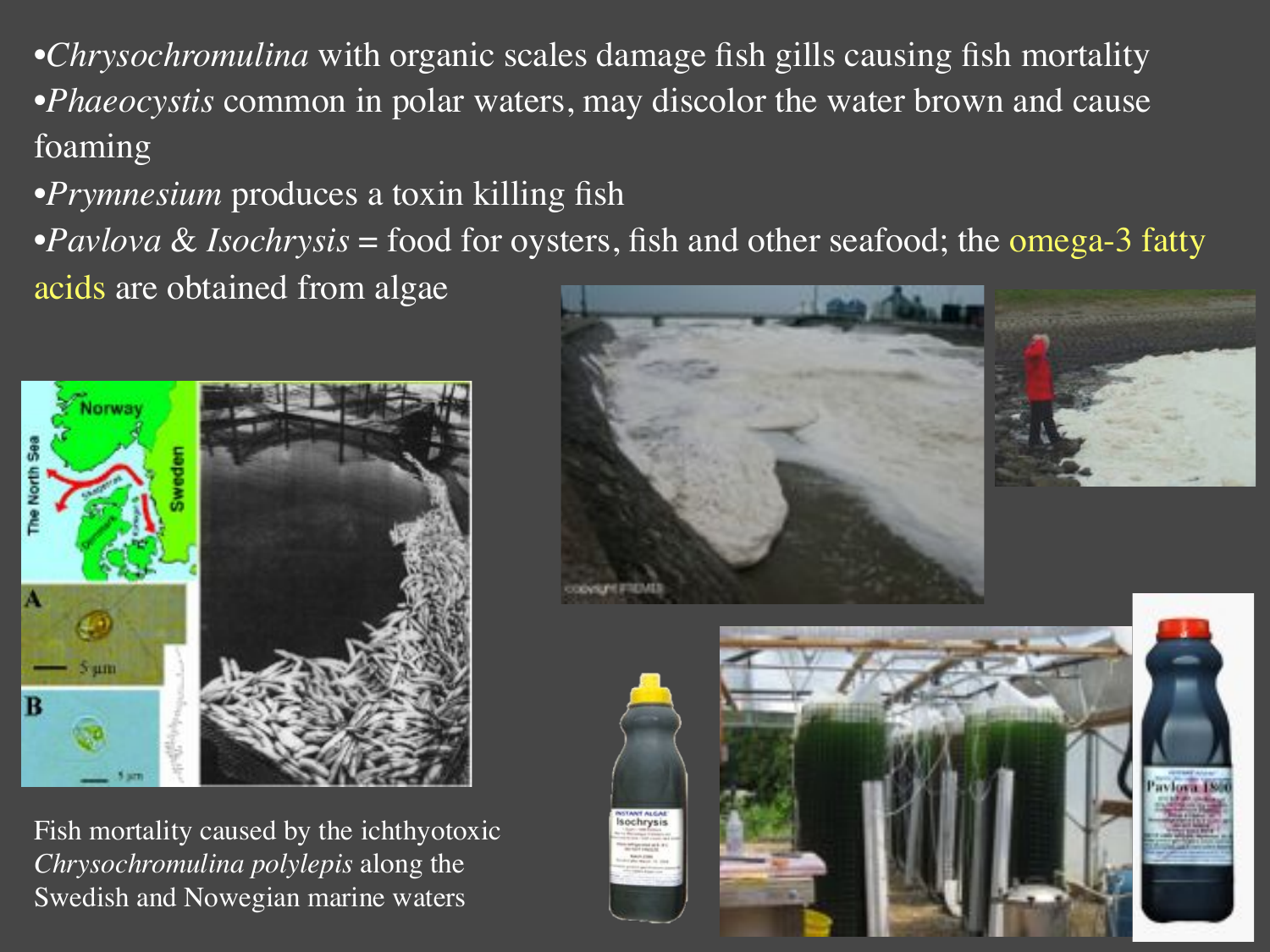- *Chrysochromulina* with organic scales damage fish gills causing fish mortality
- *Phaeocystis* common in polar waters, may discolor the water brown and cause foaming
- *Prymnesium* produces a toxin killing fish
- *Pavlova & Isochrysis* = food for oysters, fish and other seafood; the omega-3 fatty acids are obtained from algae

Fish mortality caused by the ichthyotoxic *Chrysochromulina polylepis* along the Swedish and Nowegian marine waters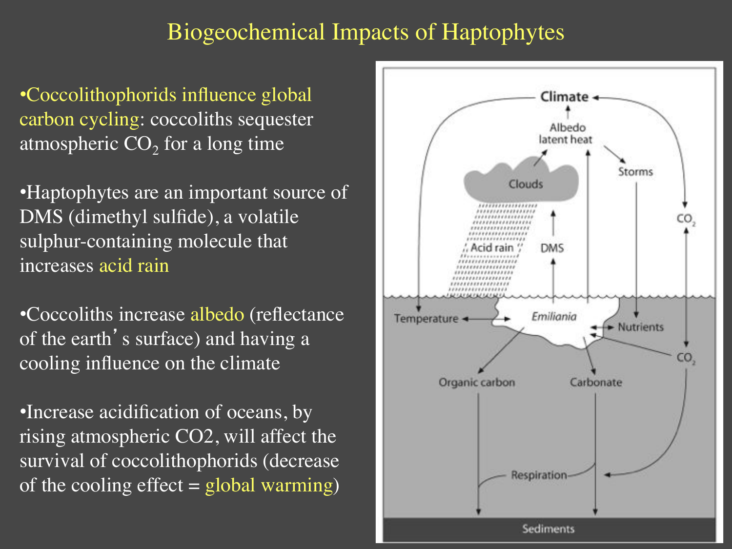# Biogeochemical Impacts of Haptophytes

- Coccolithophorids influence global carbon cycling: coccoliths sequester atmospheric $CO_2$ for a long time

- Haptophytes are an important source of DMS (dimethyl sulfide), a volatile sulphur-containing molecule that increases acid rain

- Coccoliths increase albedo (reflectance of the earth's surface) and having a cooling influence on the climate

- Increase acidification of oceans, by rising atmospheric CO2, will affect the survival of coccolithophorids (decrease of the cooling effect = global warming)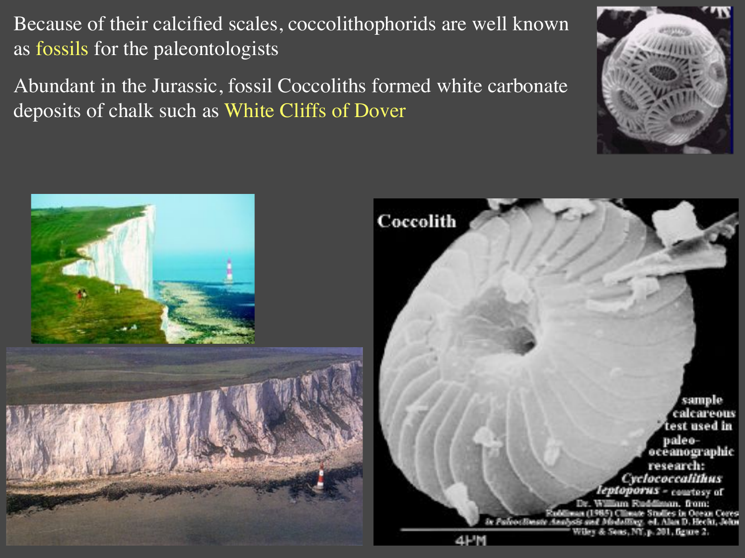Because of their calcified scales, coccolithophorids are well known as fossils for the paleontologists

Abundant in the Jurassic, fossil Coccoliths formed white carbonate deposits of chalk such as White Cliffs of Dover